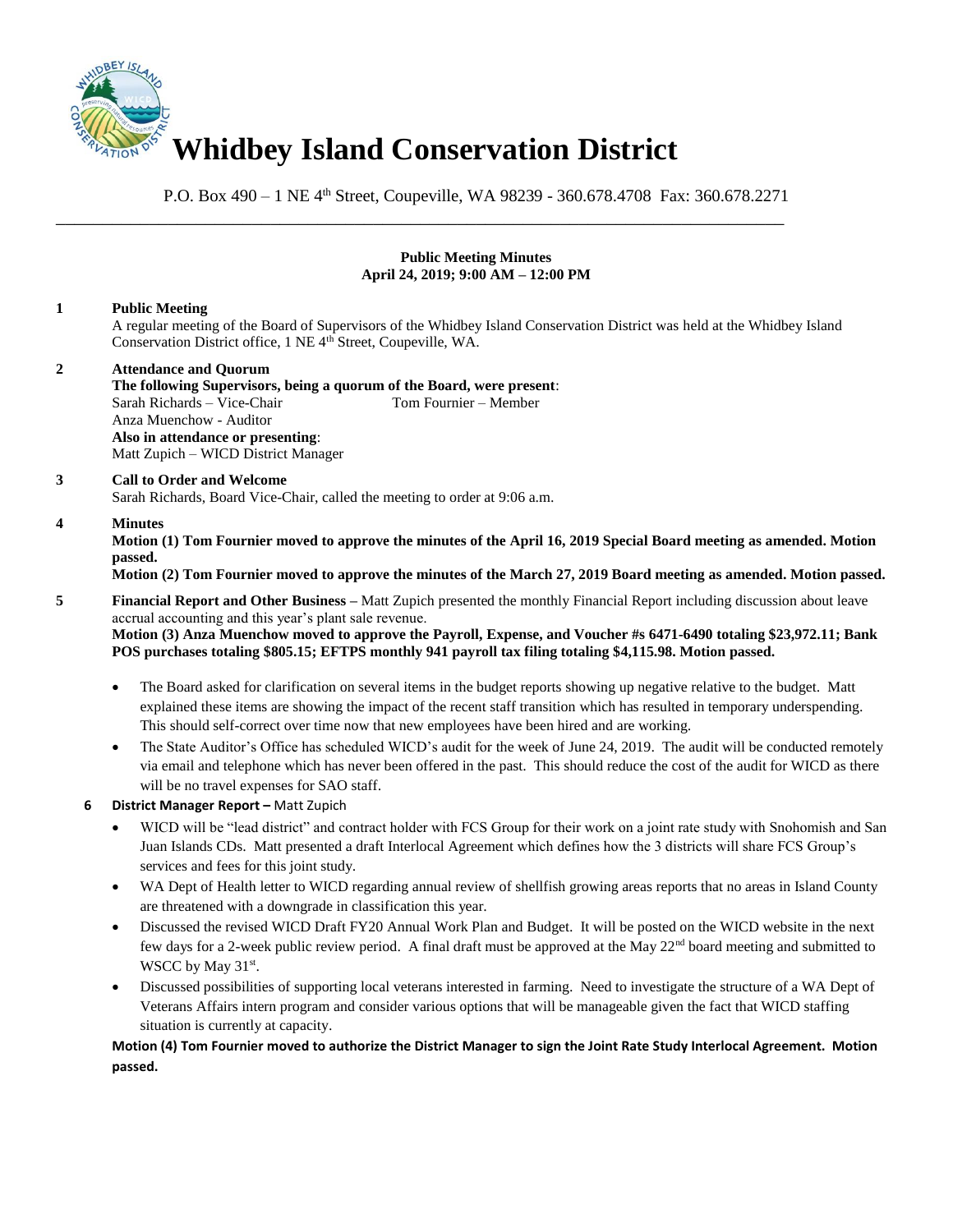# Whidbey Island Conservation District

P.O. Box 490 – 1 NE 4th Street, Coupeville, WA 98239 - 360.678.4708 Fax: 360.678.2271

---

**Public Meeting Minutes**
**April 24, 2019; 9:00 AM – 12:00 PM**

**1 Public Meeting**

A regular meeting of the Board of Supervisors of the Whidbey Island Conservation District was held at the Whidbey Island Conservation District office, 1 NE 4th Street, Coupeville, WA.

**2 Attendance and Quorum**

**The following Supervisors, being a quorum of the Board, were present**:
Sarah Richards – Vice-Chair
Tom Fournier – Member
Anza Muenchow - Auditor

**Also in attendance or presenting**:
Matt Zupich – WICD District Manager

**3 Call to Order and Welcome**

Sarah Richards, Board Vice-Chair, called the meeting to order at 9:06 a.m.

**4 Minutes**

**Motion (1) Tom Fournier moved to approve the minutes of the April 16, 2019 Special Board meeting as amended. Motion passed.**

**Motion (2) Tom Fournier moved to approve the minutes of the March 27, 2019 Board meeting as amended. Motion passed.**

**5 Financial Report and Other Business –** Matt Zupich presented the monthly Financial Report including discussion about leave accrual accounting and this year's plant sale revenue.

**Motion (3) Anza Muenchow moved to approve the Payroll, Expense, and Voucher #s 6471-6490 totaling $23,972.11; Bank POS purchases totaling $805.15; EFTPS monthly 941 payroll tax filing totaling $4,115.98. Motion passed.**

- The Board asked for clarification on several items in the budget reports showing up negative relative to the budget. Matt explained these items are showing the impact of the recent staff transition which has resulted in temporary underspending. This should self-correct over time now that new employees have been hired and are working.
- The State Auditor's Office has scheduled WICD's audit for the week of June 24, 2019. The audit will be conducted remotely via email and telephone which has never been offered in the past. This should reduce the cost of the audit for WICD as there will be no travel expenses for SAO staff.

**6 District Manager Report –** Matt Zupich

- WICD will be "lead district" and contract holder with FCS Group for their work on a joint rate study with Snohomish and San Juan Islands CDs. Matt presented a draft Interlocal Agreement which defines how the 3 districts will share FCS Group's services and fees for this joint study.
- WA Dept of Health letter to WICD regarding annual review of shellfish growing areas reports that no areas in Island County are threatened with a downgrade in classification this year.
- Discussed the revised WICD Draft FY20 Annual Work Plan and Budget. It will be posted on the WICD website in the next few days for a 2-week public review period. A final draft must be approved at the May 22nd board meeting and submitted to WSCC by May 31st.
- Discussed possibilities of supporting local veterans interested in farming. Need to investigate the structure of a WA Dept of Veterans Affairs intern program and consider various options that will be manageable given the fact that WICD staffing situation is currently at capacity.

**Motion (4) Tom Fournier moved to authorize the District Manager to sign the Joint Rate Study Interlocal Agreement. Motion passed.**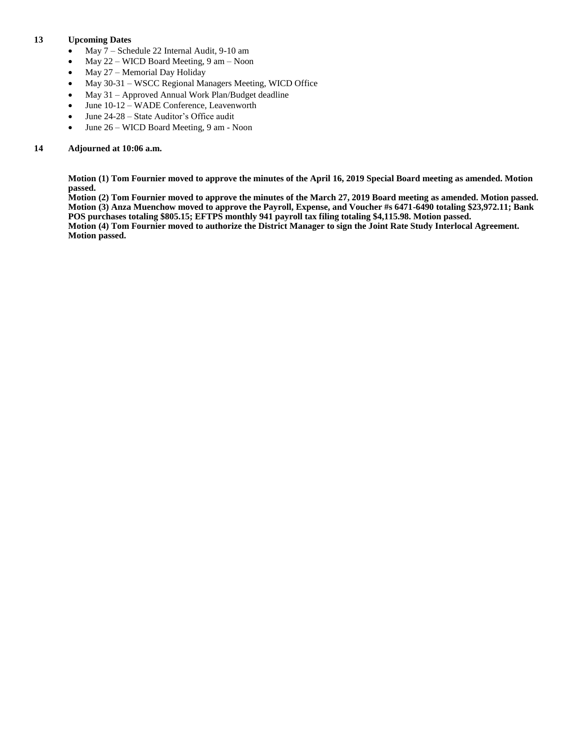**13 Upcoming Dates**

- May 7 – Schedule 22 Internal Audit, 9-10 am
- May 22 – WICD Board Meeting, 9 am – Noon
- May 27 – Memorial Day Holiday
- May 30-31 – WSCC Regional Managers Meeting, WICD Office
- May 31 – Approved Annual Work Plan/Budget deadline
- June 10-12 – WADE Conference, Leavenworth
- June 24-28 – State Auditor's Office audit
- June 26 – WICD Board Meeting, 9 am - Noon

**14 Adjourned at 10:06 a.m.**

**Motion (1) Tom Fournier moved to approve the minutes of the April 16, 2019 Special Board meeting as amended. Motion passed.**
**Motion (2) Tom Fournier moved to approve the minutes of the March 27, 2019 Board meeting as amended. Motion passed.**
**Motion (3) Anza Muenchow moved to approve the Payroll, Expense, and Voucher #s 6471-6490 totaling $23,972.11; Bank POS purchases totaling $805.15; EFTPS monthly 941 payroll tax filing totaling $4,115.98. Motion passed.**
**Motion (4) Tom Fournier moved to authorize the District Manager to sign the Joint Rate Study Interlocal Agreement. Motion passed.**